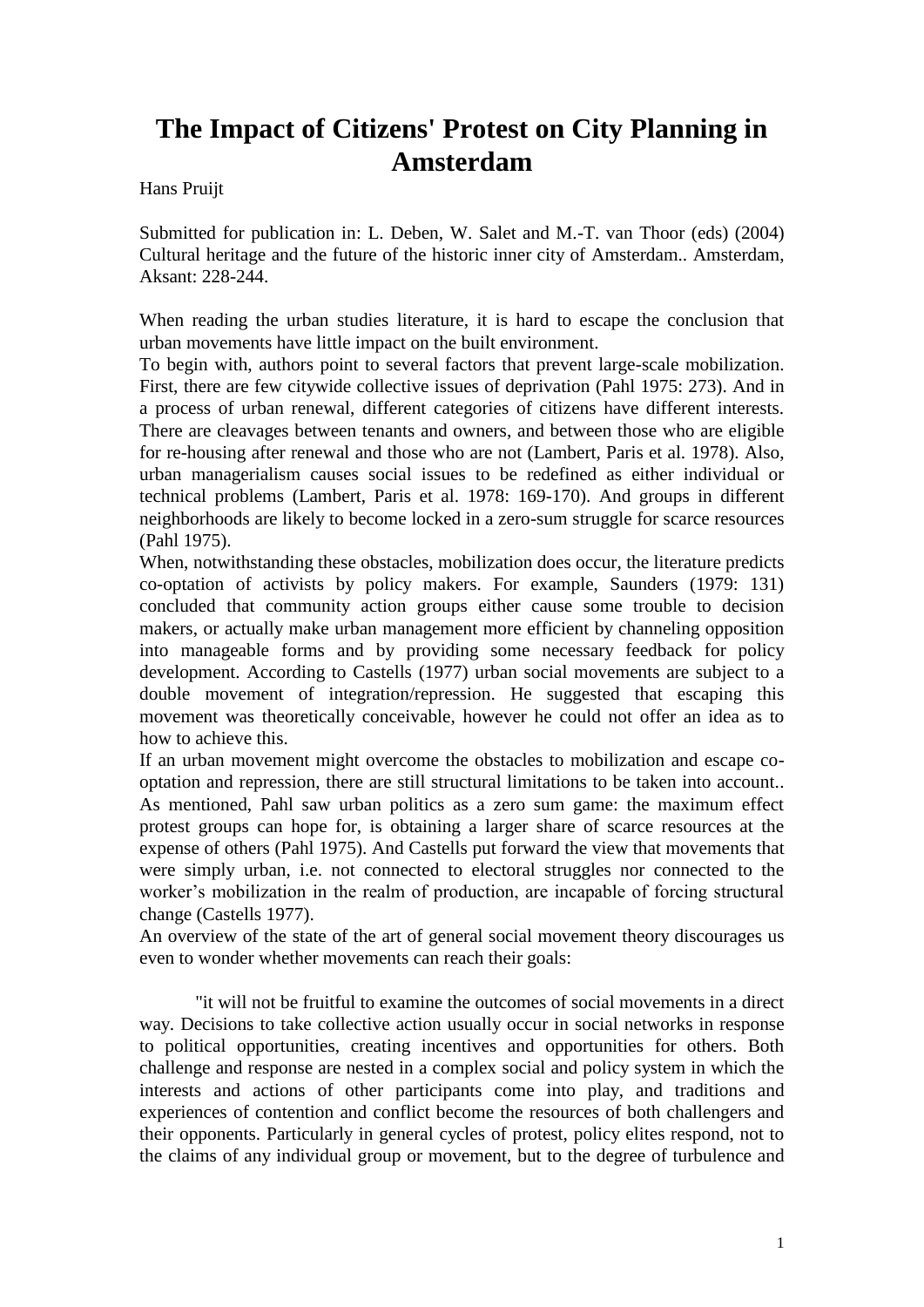# The Impact of Citizens' Protest on City Planning in Amsterdam

Hans Pruijt

Submitted for publication in: L. Deben, W. Salet and M.-T. van Thoor (eds) (2004) Cultural heritage and the future of the historic inner city of Amsterdam.. Amsterdam, Aksant: 228-244.

When reading the urban studies literature, it is hard to escape the conclusion that urban movements have little impact on the built environment.

To begin with, authors point to several factors that prevent large-scale mobilization. First, there are few citywide collective issues of deprivation (Pahl 1975: 273). And in a process of urban renewal, different categories of citizens have different interests. There are cleavages between tenants and owners, and between those who are eligible for re-housing after renewal and those who are not (Lambert, Paris et al. 1978). Also, urban managerialism causes social issues to be redefined as either individual or technical problems (Lambert, Paris et al. 1978: 169-170). And groups in different neighborhoods are likely to become locked in a zero-sum struggle for scarce resources (Pahl 1975).

When, notwithstanding these obstacles, mobilization does occur, the literature predicts co-optation of activists by policy makers. For example, Saunders (1979: 131) concluded that community action groups either cause some trouble to decision makers, or actually make urban management more efficient by channeling opposition into manageable forms and by providing some necessary feedback for policy development. According to Castells (1977) urban social movements are subject to a double movement of integration/repression. He suggested that escaping this movement was theoretically conceivable, however he could not offer an idea as to how to achieve this.

If an urban movement might overcome the obstacles to mobilization and escape co-optation and repression, there are still structural limitations to be taken into account.. As mentioned, Pahl saw urban politics as a zero sum game: the maximum effect protest groups can hope for, is obtaining a larger share of scarce resources at the expense of others (Pahl 1975). And Castells put forward the view that movements that were simply urban, i.e. not connected to electoral struggles nor connected to the worker's mobilization in the realm of production, are incapable of forcing structural change (Castells 1977).

An overview of the state of the art of general social movement theory discourages us even to wonder whether movements can reach their goals:

> "it will not be fruitful to examine the outcomes of social movements in a direct way. Decisions to take collective action usually occur in social networks in response to political opportunities, creating incentives and opportunities for others. Both challenge and response are nested in a complex social and policy system in which the interests and actions of other participants come into play, and traditions and experiences of contention and conflict become the resources of both challengers and their opponents. Particularly in general cycles of protest, policy elites respond, not to the claims of any individual group or movement, but to the degree of turbulence and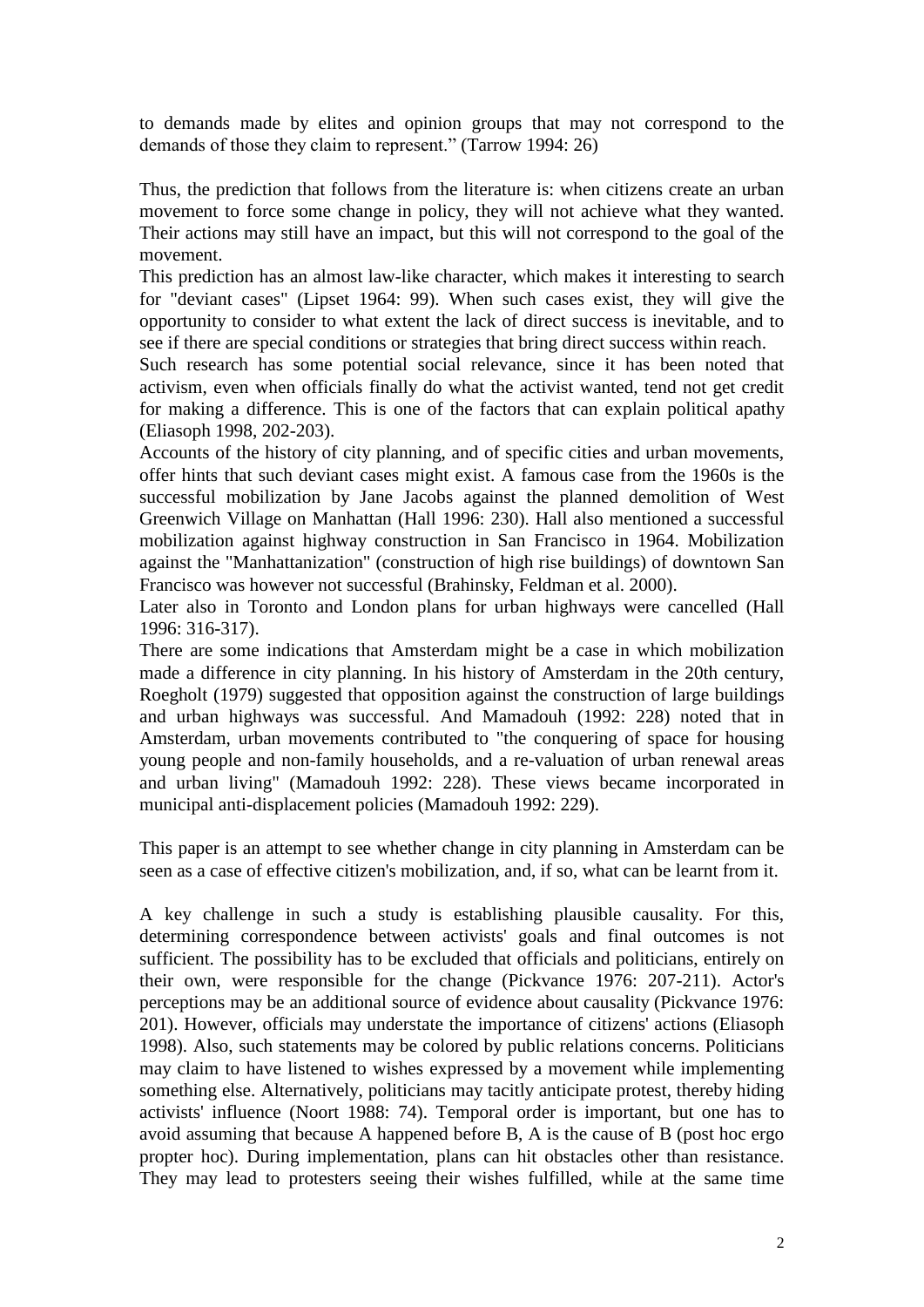to demands made by elites and opinion groups that may not correspond to the demands of those they claim to represent." (Tarrow 1994: 26)

Thus, the prediction that follows from the literature is: when citizens create an urban movement to force some change in policy, they will not achieve what they wanted. Their actions may still have an impact, but this will not correspond to the goal of the movement.

This prediction has an almost law-like character, which makes it interesting to search for "deviant cases" (Lipset 1964: 99). When such cases exist, they will give the opportunity to consider to what extent the lack of direct success is inevitable, and to see if there are special conditions or strategies that bring direct success within reach.

Such research has some potential social relevance, since it has been noted that activism, even when officials finally do what the activist wanted, tend not get credit for making a difference. This is one of the factors that can explain political apathy (Eliasoph 1998, 202-203).

Accounts of the history of city planning, and of specific cities and urban movements, offer hints that such deviant cases might exist. A famous case from the 1960s is the successful mobilization by Jane Jacobs against the planned demolition of West Greenwich Village on Manhattan (Hall 1996: 230). Hall also mentioned a successful mobilization against highway construction in San Francisco in 1964. Mobilization against the "Manhattanization" (construction of high rise buildings) of downtown San Francisco was however not successful (Brahinsky, Feldman et al. 2000).

Later also in Toronto and London plans for urban highways were cancelled (Hall 1996: 316-317).

There are some indications that Amsterdam might be a case in which mobilization made a difference in city planning. In his history of Amsterdam in the 20th century, Roegholt (1979) suggested that opposition against the construction of large buildings and urban highways was successful. And Mamadouh (1992: 228) noted that in Amsterdam, urban movements contributed to "the conquering of space for housing young people and non-family households, and a re-valuation of urban renewal areas and urban living" (Mamadouh 1992: 228). These views became incorporated in municipal anti-displacement policies (Mamadouh 1992: 229).

This paper is an attempt to see whether change in city planning in Amsterdam can be seen as a case of effective citizen's mobilization, and, if so, what can be learnt from it.

A key challenge in such a study is establishing plausible causality. For this, determining correspondence between activists' goals and final outcomes is not sufficient. The possibility has to be excluded that officials and politicians, entirely on their own, were responsible for the change (Pickvance 1976: 207-211). Actor's perceptions may be an additional source of evidence about causality (Pickvance 1976: 201). However, officials may understate the importance of citizens' actions (Eliasoph 1998). Also, such statements may be colored by public relations concerns. Politicians may claim to have listened to wishes expressed by a movement while implementing something else. Alternatively, politicians may tacitly anticipate protest, thereby hiding activists' influence (Noort 1988: 74). Temporal order is important, but one has to avoid assuming that because A happened before B, A is the cause of B (post hoc ergo propter hoc). During implementation, plans can hit obstacles other than resistance. They may lead to protesters seeing their wishes fulfilled, while at the same time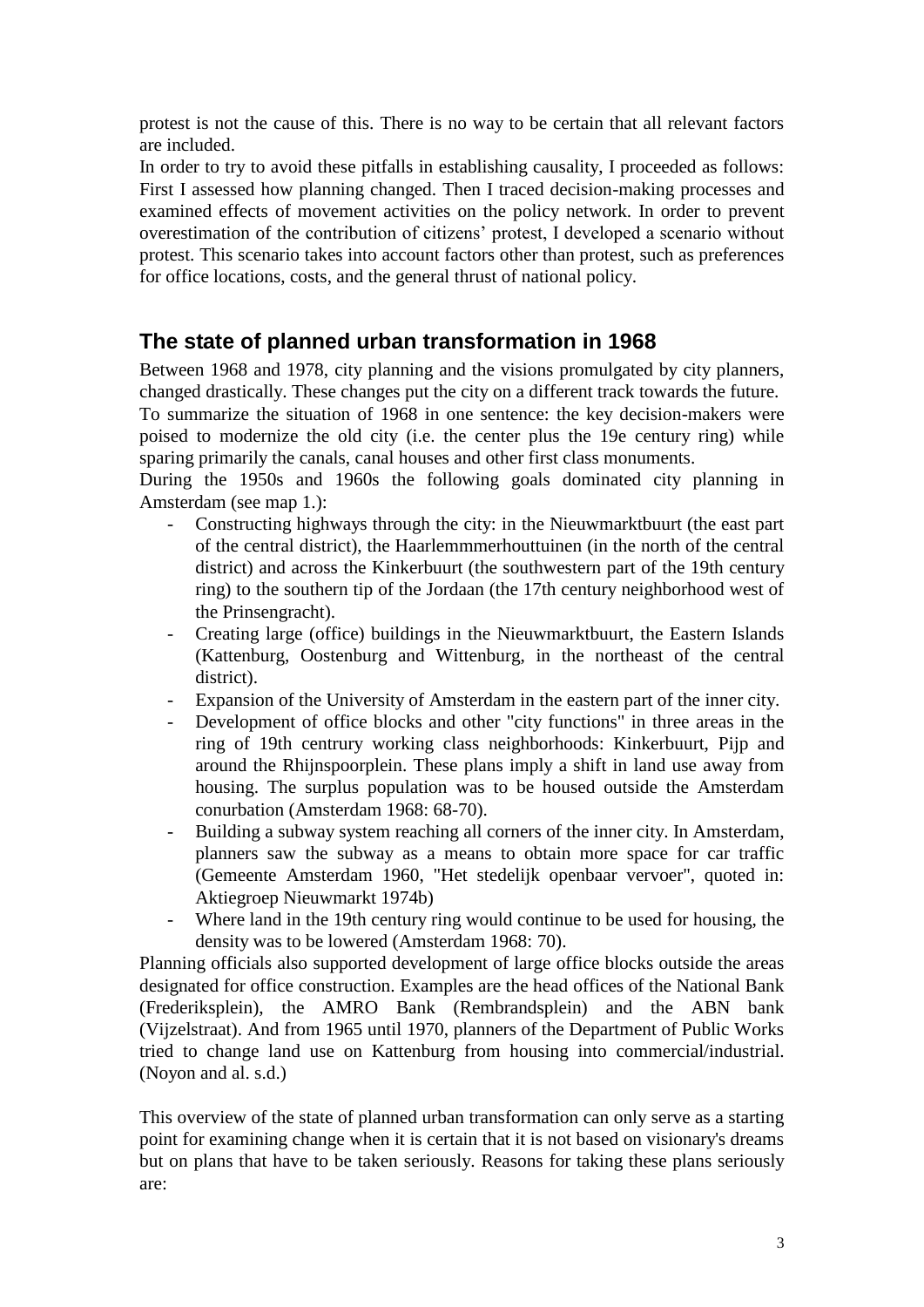protest is not the cause of this. There is no way to be certain that all relevant factors are included.

In order to try to avoid these pitfalls in establishing causality, I proceeded as follows: First I assessed how planning changed. Then I traced decision-making processes and examined effects of movement activities on the policy network. In order to prevent overestimation of the contribution of citizens' protest, I developed a scenario without protest. This scenario takes into account factors other than protest, such as preferences for office locations, costs, and the general thrust of national policy.

## The state of planned urban transformation in 1968

Between 1968 and 1978, city planning and the visions promulgated by city planners, changed drastically. These changes put the city on a different track towards the future.

To summarize the situation of 1968 in one sentence: the key decision-makers were poised to modernize the old city (i.e. the center plus the 19e century ring) while sparing primarily the canals, canal houses and other first class monuments.

During the 1950s and 1960s the following goals dominated city planning in Amsterdam (see map 1.):

- Constructing highways through the city: in the Nieuwmarktbuurt (the east part of the central district), the Haarlemmmerhouttuinen (in the north of the central district) and across the Kinkerbuurt (the southwestern part of the 19th century ring) to the southern tip of the Jordaan (the 17th century neighborhood west of the Prinsengracht).
- Creating large (office) buildings in the Nieuwmarktbuurt, the Eastern Islands (Kattenburg, Oostenburg and Wittenburg, in the northeast of the central district).
- Expansion of the University of Amsterdam in the eastern part of the inner city.
- Development of office blocks and other "city functions" in three areas in the ring of 19th centrury working class neighborhoods: Kinkerbuurt, Pijp and around the Rhijnspoorplein. These plans imply a shift in land use away from housing. The surplus population was to be housed outside the Amsterdam conurbation (Amsterdam 1968: 68-70).
- Building a subway system reaching all corners of the inner city. In Amsterdam, planners saw the subway as a means to obtain more space for car traffic (Gemeente Amsterdam 1960, "Het stedelijk openbaar vervoer", quoted in: Aktiegroep Nieuwmarkt 1974b)
- Where land in the 19th century ring would continue to be used for housing, the density was to be lowered (Amsterdam 1968: 70).

Planning officials also supported development of large office blocks outside the areas designated for office construction. Examples are the head offices of the National Bank (Frederiksplein), the AMRO Bank (Rembrandsplein) and the ABN bank (Vijzelstraat). And from 1965 until 1970, planners of the Department of Public Works tried to change land use on Kattenburg from housing into commercial/industrial. (Noyon and al. s.d.)

This overview of the state of planned urban transformation can only serve as a starting point for examining change when it is certain that it is not based on visionary's dreams but on plans that have to be taken seriously. Reasons for taking these plans seriously are: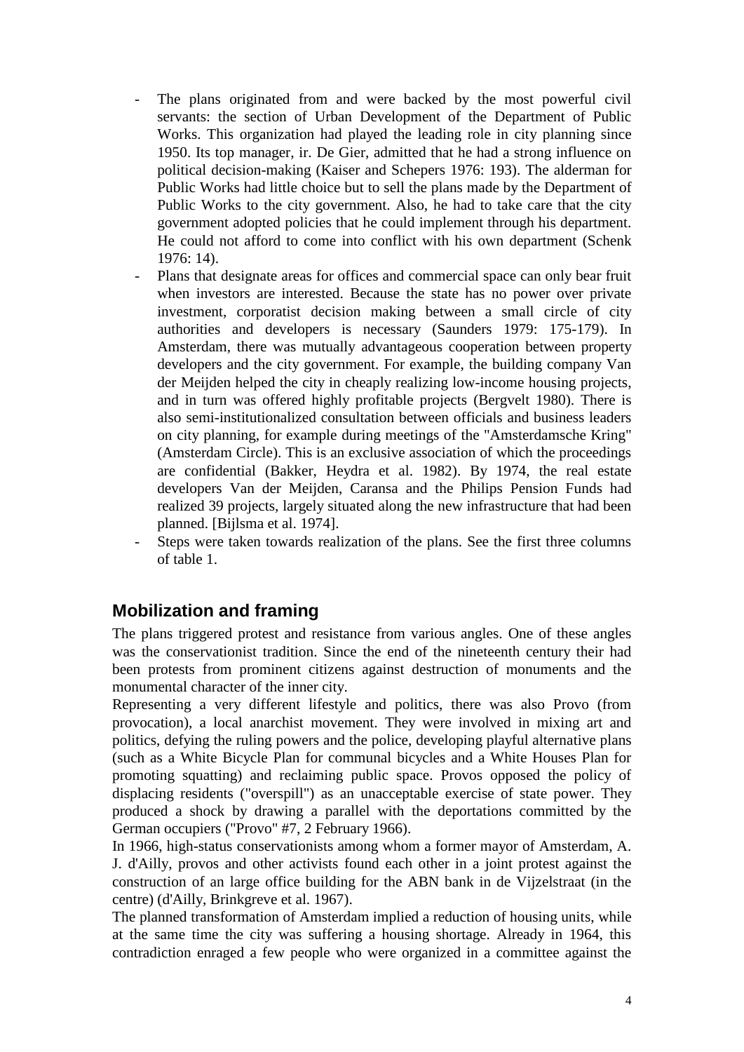- The plans originated from and were backed by the most powerful civil servants: the section of Urban Development of the Department of Public Works. This organization had played the leading role in city planning since 1950. Its top manager, ir. De Gier, admitted that he had a strong influence on political decision-making (Kaiser and Schepers 1976: 193). The alderman for Public Works had little choice but to sell the plans made by the Department of Public Works to the city government. Also, he had to take care that the city government adopted policies that he could implement through his department. He could not afford to come into conflict with his own department (Schenk 1976: 14).
- Plans that designate areas for offices and commercial space can only bear fruit when investors are interested. Because the state has no power over private investment, corporatist decision making between a small circle of city authorities and developers is necessary (Saunders 1979: 175-179). In Amsterdam, there was mutually advantageous cooperation between property developers and the city government. For example, the building company Van der Meijden helped the city in cheaply realizing low-income housing projects, and in turn was offered highly profitable projects (Bergvelt 1980). There is also semi-institutionalized consultation between officials and business leaders on city planning, for example during meetings of the "Amsterdamsche Kring" (Amsterdam Circle). This is an exclusive association of which the proceedings are confidential (Bakker, Heydra et al. 1982). By 1974, the real estate developers Van der Meijden, Caransa and the Philips Pension Funds had realized 39 projects, largely situated along the new infrastructure that had been planned. [Bijlsma et al. 1974].
- Steps were taken towards realization of the plans. See the first three columns of table 1.

## Mobilization and framing

The plans triggered protest and resistance from various angles. One of these angles was the conservationist tradition. Since the end of the nineteenth century their had been protests from prominent citizens against destruction of monuments and the monumental character of the inner city.

Representing a very different lifestyle and politics, there was also Provo (from provocation), a local anarchist movement. They were involved in mixing art and politics, defying the ruling powers and the police, developing playful alternative plans (such as a White Bicycle Plan for communal bicycles and a White Houses Plan for promoting squatting) and reclaiming public space. Provos opposed the policy of displacing residents ("overspill") as an unacceptable exercise of state power. They produced a shock by drawing a parallel with the deportations committed by the German occupiers ("Provo" #7, 2 February 1966).

In 1966, high-status conservationists among whom a former mayor of Amsterdam, A. J. d'Ailly, provos and other activists found each other in a joint protest against the construction of an large office building for the ABN bank in de Vijzelstraat (in the centre) (d'Ailly, Brinkgreve et al. 1967).

The planned transformation of Amsterdam implied a reduction of housing units, while at the same time the city was suffering a housing shortage. Already in 1964, this contradiction enraged a few people who were organized in a committee against the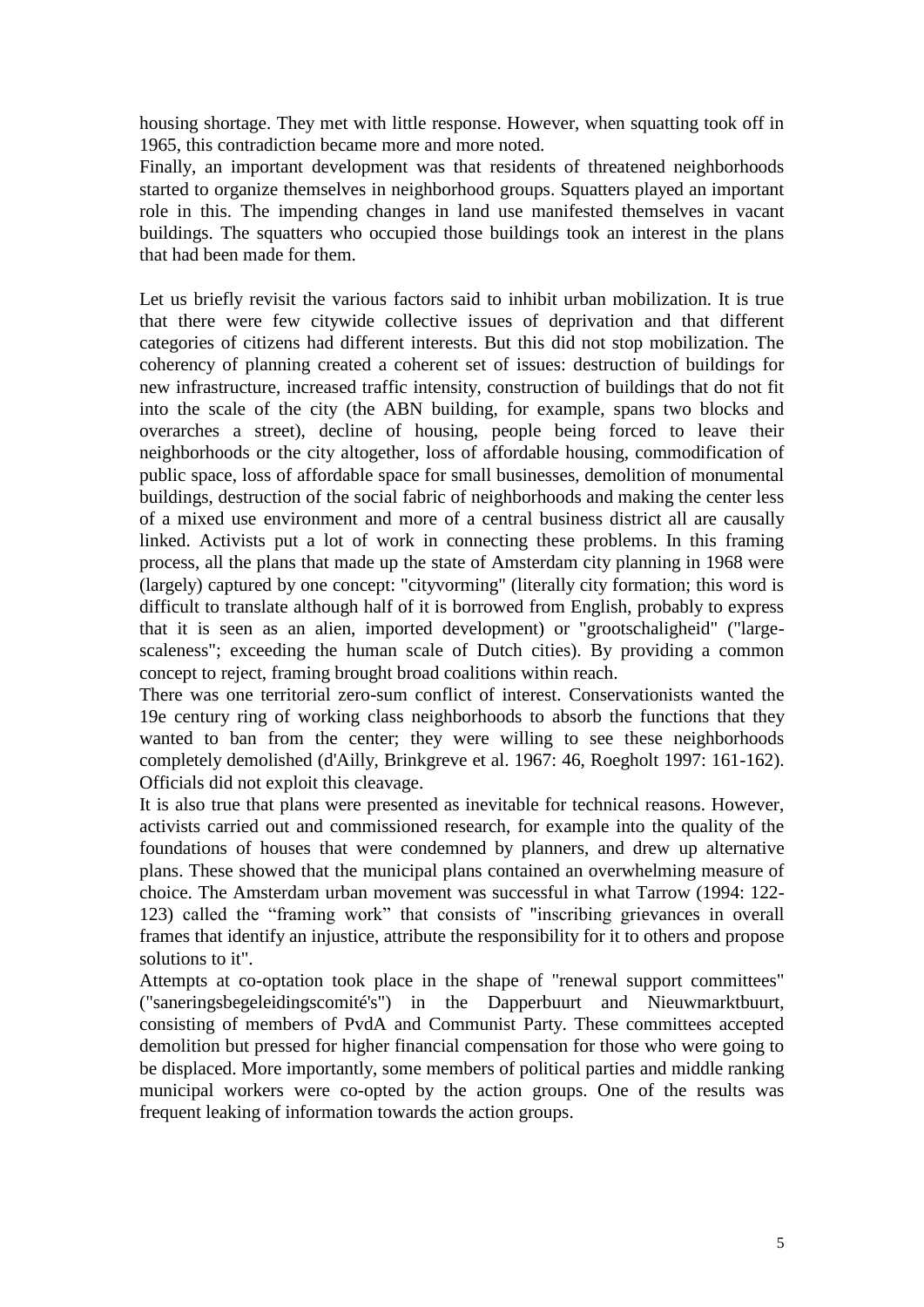housing shortage. They met with little response. However, when squatting took off in 1965, this contradiction became more and more noted.

Finally, an important development was that residents of threatened neighborhoods started to organize themselves in neighborhood groups. Squatters played an important role in this. The impending changes in land use manifested themselves in vacant buildings. The squatters who occupied those buildings took an interest in the plans that had been made for them.

Let us briefly revisit the various factors said to inhibit urban mobilization. It is true that there were few citywide collective issues of deprivation and that different categories of citizens had different interests. But this did not stop mobilization. The coherency of planning created a coherent set of issues: destruction of buildings for new infrastructure, increased traffic intensity, construction of buildings that do not fit into the scale of the city (the ABN building, for example, spans two blocks and overarches a street), decline of housing, people being forced to leave their neighborhoods or the city altogether, loss of affordable housing, commodification of public space, loss of affordable space for small businesses, demolition of monumental buildings, destruction of the social fabric of neighborhoods and making the center less of a mixed use environment and more of a central business district all are causally linked. Activists put a lot of work in connecting these problems. In this framing process, all the plans that made up the state of Amsterdam city planning in 1968 were (largely) captured by one concept: "cityvorming" (literally city formation; this word is difficult to translate although half of it is borrowed from English, probably to express that it is seen as an alien, imported development) or "grootschaligheid" ("large-scaleness"; exceeding the human scale of Dutch cities). By providing a common concept to reject, framing brought broad coalitions within reach.

There was one territorial zero-sum conflict of interest. Conservationists wanted the 19e century ring of working class neighborhoods to absorb the functions that they wanted to ban from the center; they were willing to see these neighborhoods completely demolished (d'Ailly, Brinkgreve et al. 1967: 46, Roegholt 1997: 161-162). Officials did not exploit this cleavage.

It is also true that plans were presented as inevitable for technical reasons. However, activists carried out and commissioned research, for example into the quality of the foundations of houses that were condemned by planners, and drew up alternative plans. These showed that the municipal plans contained an overwhelming measure of choice. The Amsterdam urban movement was successful in what Tarrow (1994: 122-123) called the "framing work" that consists of "inscribing grievances in overall frames that identify an injustice, attribute the responsibility for it to others and propose solutions to it".

Attempts at co-optation took place in the shape of "renewal support committees" ("saneringsbegeleidingscomité's") in the Dapperbuurt and Nieuwmarktbuurt, consisting of members of PvdA and Communist Party. These committees accepted demolition but pressed for higher financial compensation for those who were going to be displaced. More importantly, some members of political parties and middle ranking municipal workers were co-opted by the action groups. One of the results was frequent leaking of information towards the action groups.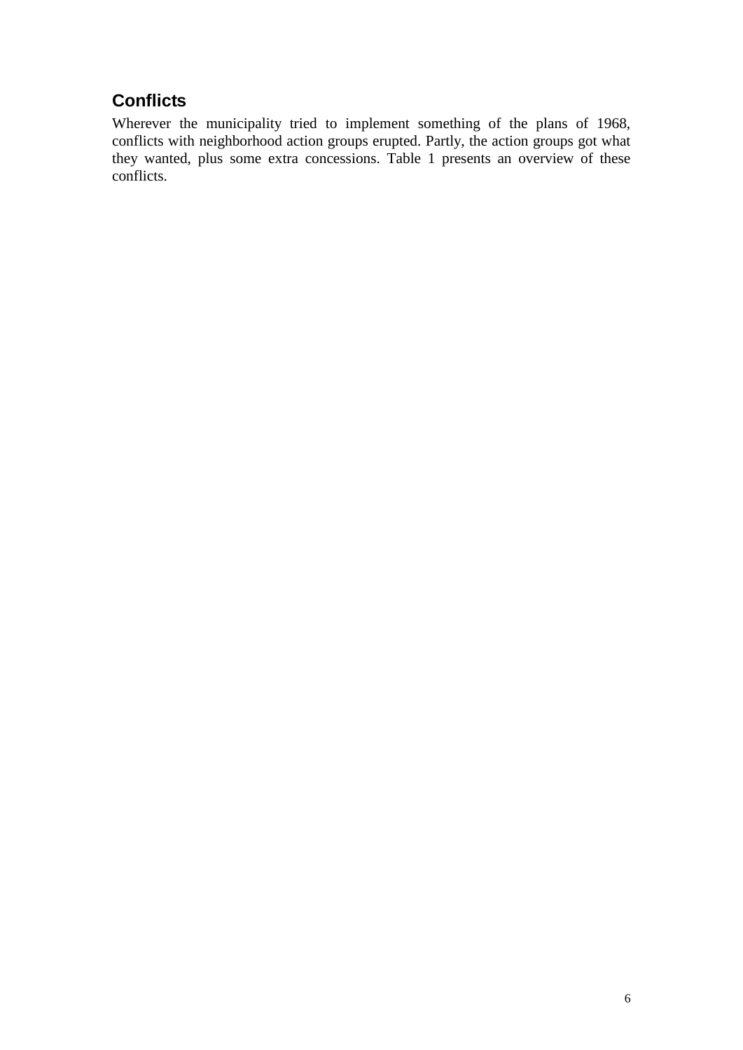## Conflicts

Wherever the municipality tried to implement something of the plans of 1968, conflicts with neighborhood action groups erupted. Partly, the action groups got what they wanted, plus some extra concessions. Table 1 presents an overview of these conflicts.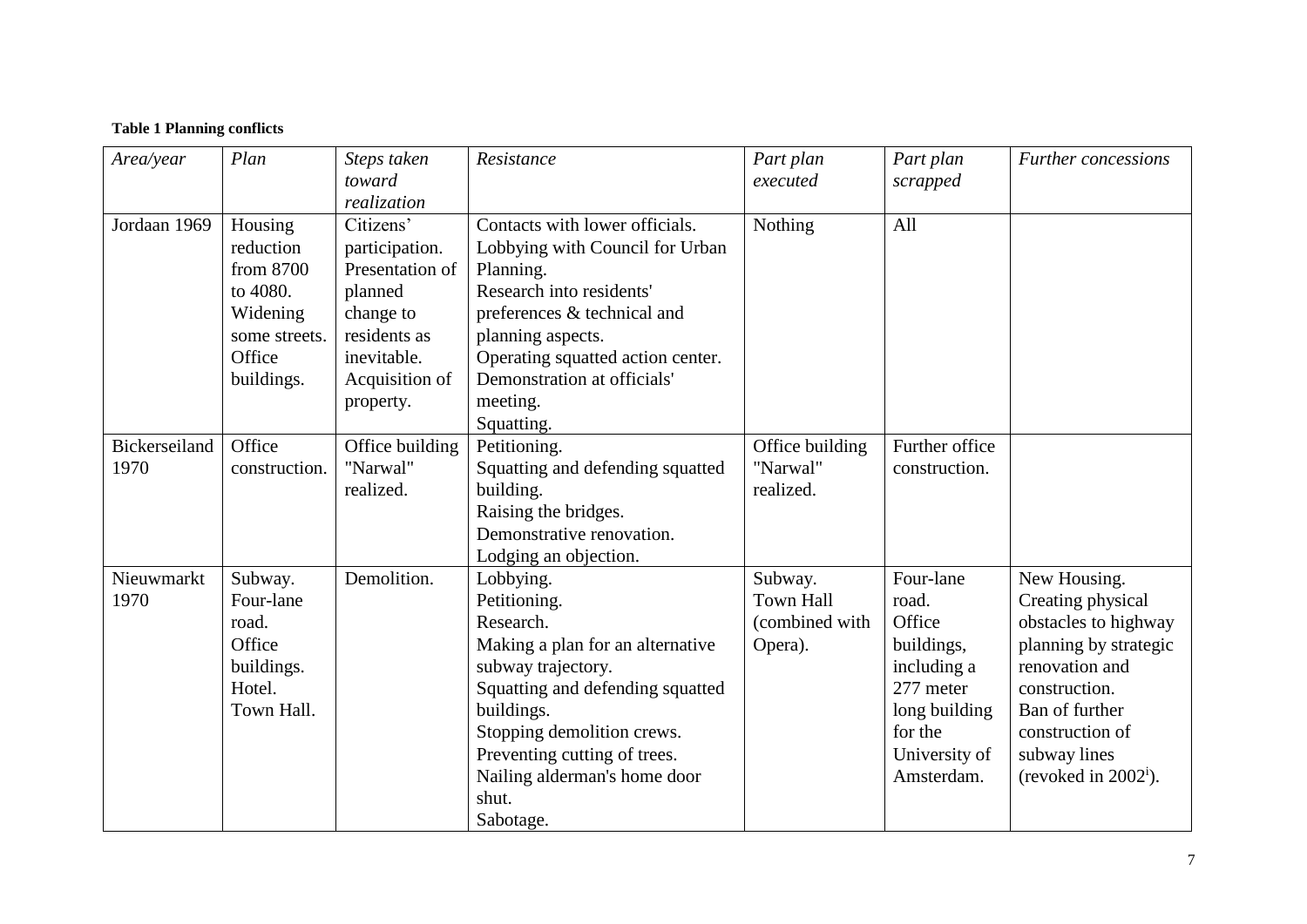**Table 1 Planning conflicts**

| *Area/year* | *Plan* | *Steps taken toward realization* | *Resistance* | *Part plan executed* | *Part plan scrapped* | *Further concessions* |
|---|---|---|---|---|---|---|
| Jordaan 1969 | Housing reduction from 8700 to 4080. Widening some streets. Office buildings. | Citizens' participation. Presentation of planned change to residents as inevitable. Acquisition of property. | Contacts with lower officials. Lobbying with Council for Urban Planning. Research into residents' preferences & technical and planning aspects. Operating squatted action center. Demonstration at officials' meeting. Squatting. | Nothing | All | |
| Bickerseiland 1970 | Office construction. | Office building "Narwal" realized. | Petitioning. Squatting and defending squatted building. Raising the bridges. Demonstrative renovation. Lodging an objection. | Office building "Narwal" realized. | Further office construction. | |
| Nieuwmarkt 1970 | Subway. Four-lane road. Office buildings. Hotel. Town Hall. | Demolition. | Lobbying. Petitioning. Research. Making a plan for an alternative subway trajectory. Squatting and defending squatted buildings. Stopping demolition crews. Preventing cutting of trees. Nailing alderman's home door shut. Sabotage. | Subway. Town Hall (combined with Opera). | Four-lane road. Office buildings, including a 277 meter long building for the University of Amsterdam. | New Housing. Creating physical obstacles to highway planning by strategic renovation and construction. Ban of further construction of subway lines (revoked in 2002[i]). |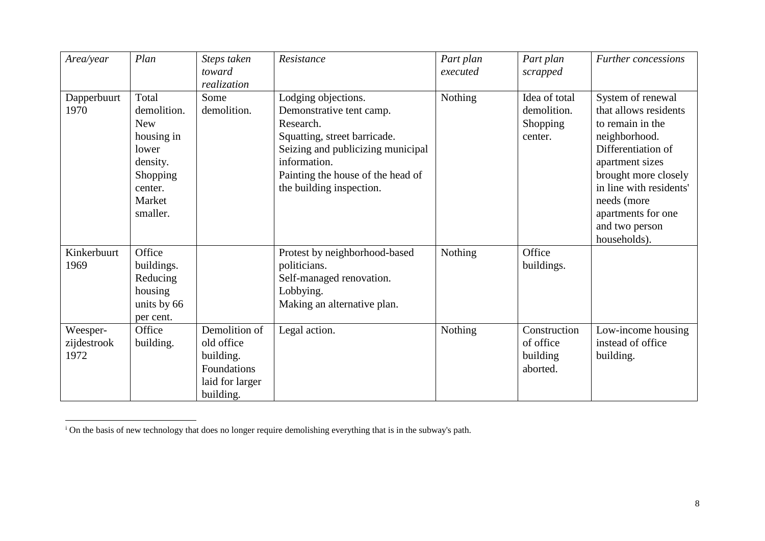| *Area/year* | *Plan* | *Steps taken toward realization* | *Resistance* | *Part plan executed* | *Part plan scrapped* | *Further concessions* |
|---|---|---|---|---|---|---|
| Dapperbuurt 1970 | Total demolition. New housing in lower density. Shopping center. Market smaller. | Some demolition. | Lodging objections. Demonstrative tent camp. Research. Squatting, street barricade. Seizing and publicizing municipal information. Painting the house of the head of the building inspection. | Nothing | Idea of total demolition. Shopping center. | System of renewal that allows residents to remain in the neighborhood. Differentiation of apartment sizes brought more closely in line with residents' needs (more apartments for one and two person households). |
| Kinkerbuurt 1969 | Office buildings. Reducing housing units by 66 per cent. | | Protest by neighborhood-based politicians. Self-managed renovation. Lobbying. Making an alternative plan. | Nothing | Office buildings. | |
| Weesper-zijdestrook 1972 | Office building. | Demolition of old office building. Foundations laid for larger building. | Legal action. | Nothing | Construction of office building aborted. | Low-income housing instead of office building. |

[i] On the basis of new technology that does no longer require demolishing everything that is in the subway's path.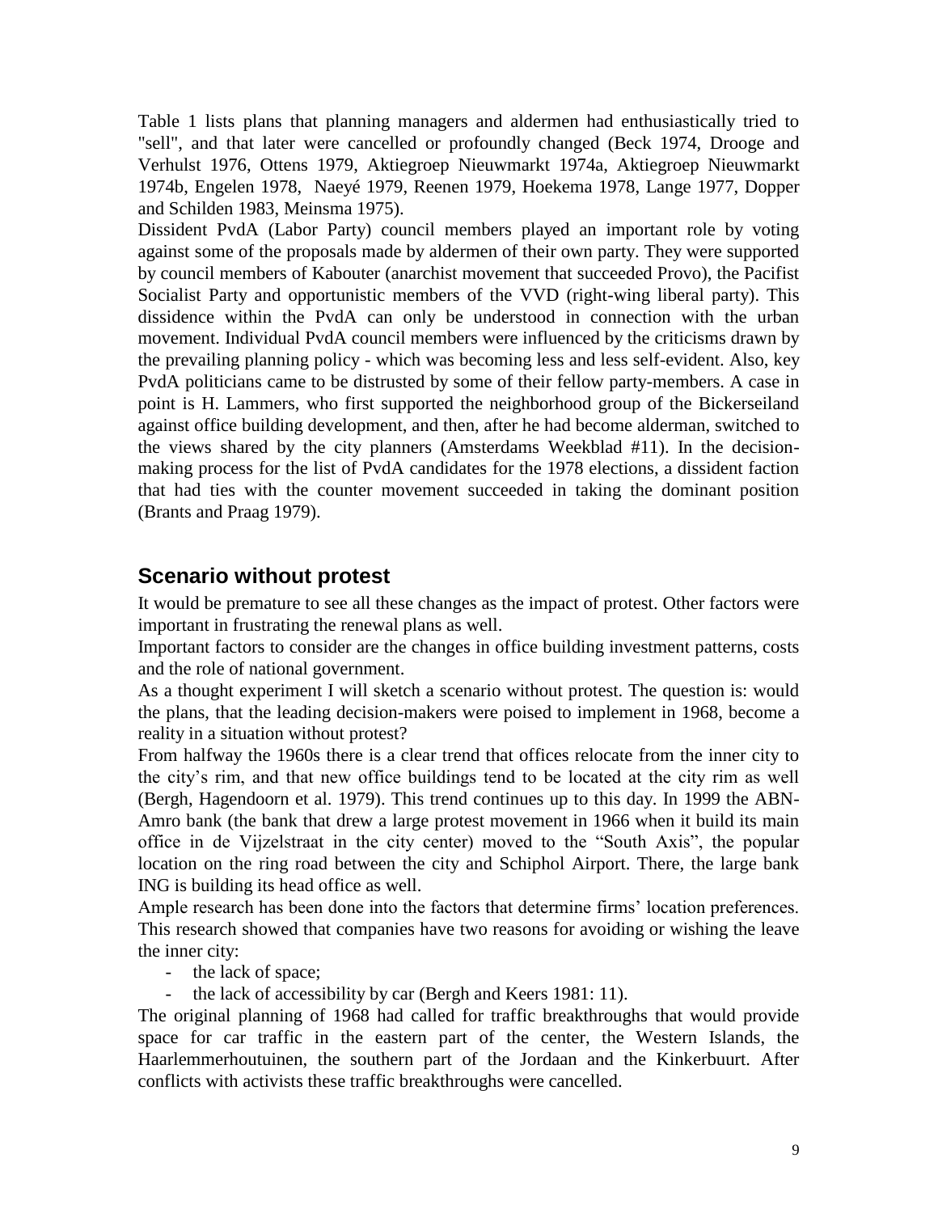Table 1 lists plans that planning managers and aldermen had enthusiastically tried to "sell", and that later were cancelled or profoundly changed (Beck 1974, Drooge and Verhulst 1976, Ottens 1979, Aktiegroep Nieuwmarkt 1974a, Aktiegroep Nieuwmarkt 1974b, Engelen 1978, Naeyé 1979, Reenen 1979, Hoekema 1978, Lange 1977, Dopper and Schilden 1983, Meinsma 1975).

Dissident PvdA (Labor Party) council members played an important role by voting against some of the proposals made by aldermen of their own party. They were supported by council members of Kabouter (anarchist movement that succeeded Provo), the Pacifist Socialist Party and opportunistic members of the VVD (right-wing liberal party). This dissidence within the PvdA can only be understood in connection with the urban movement. Individual PvdA council members were influenced by the criticisms drawn by the prevailing planning policy - which was becoming less and less self-evident. Also, key PvdA politicians came to be distrusted by some of their fellow party-members. A case in point is H. Lammers, who first supported the neighborhood group of the Bickerseiland against office building development, and then, after he had become alderman, switched to the views shared by the city planners (Amsterdams Weekblad #11). In the decision-making process for the list of PvdA candidates for the 1978 elections, a dissident faction that had ties with the counter movement succeeded in taking the dominant position (Brants and Praag 1979).

## Scenario without protest

It would be premature to see all these changes as the impact of protest. Other factors were important in frustrating the renewal plans as well.

Important factors to consider are the changes in office building investment patterns, costs and the role of national government.

As a thought experiment I will sketch a scenario without protest. The question is: would the plans, that the leading decision-makers were poised to implement in 1968, become a reality in a situation without protest?

From halfway the 1960s there is a clear trend that offices relocate from the inner city to the city's rim, and that new office buildings tend to be located at the city rim as well (Bergh, Hagendoorn et al. 1979). This trend continues up to this day. In 1999 the ABN-Amro bank (the bank that drew a large protest movement in 1966 when it build its main office in de Vijzelstraat in the city center) moved to the "South Axis", the popular location on the ring road between the city and Schiphol Airport. There, the large bank ING is building its head office as well.

Ample research has been done into the factors that determine firms' location preferences. This research showed that companies have two reasons for avoiding or wishing the leave the inner city:

- the lack of space;
- the lack of accessibility by car (Bergh and Keers 1981: 11).

The original planning of 1968 had called for traffic breakthroughs that would provide space for car traffic in the eastern part of the center, the Western Islands, the Haarlemmerhoutuinen, the southern part of the Jordaan and the Kinkerbuurt. After conflicts with activists these traffic breakthroughs were cancelled.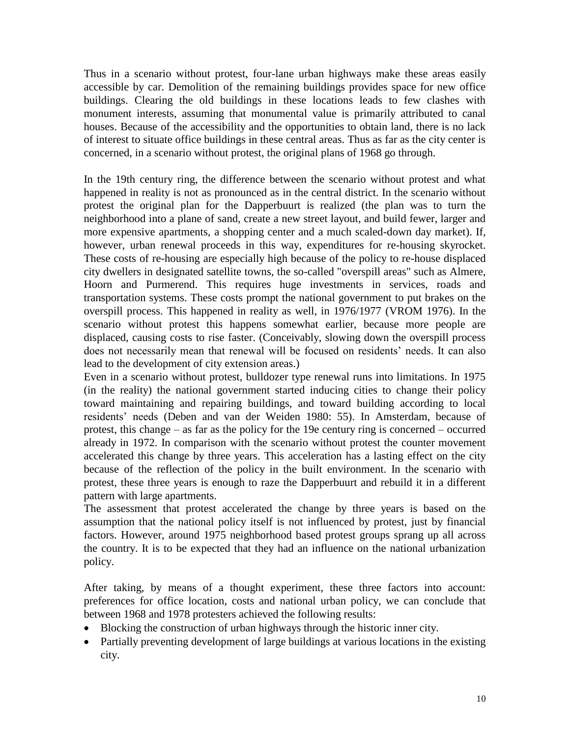Thus in a scenario without protest, four-lane urban highways make these areas easily accessible by car. Demolition of the remaining buildings provides space for new office buildings. Clearing the old buildings in these locations leads to few clashes with monument interests, assuming that monumental value is primarily attributed to canal houses. Because of the accessibility and the opportunities to obtain land, there is no lack of interest to situate office buildings in these central areas. Thus as far as the city center is concerned, in a scenario without protest, the original plans of 1968 go through.

In the 19th century ring, the difference between the scenario without protest and what happened in reality is not as pronounced as in the central district. In the scenario without protest the original plan for the Dapperbuurt is realized (the plan was to turn the neighborhood into a plane of sand, create a new street layout, and build fewer, larger and more expensive apartments, a shopping center and a much scaled-down day market). If, however, urban renewal proceeds in this way, expenditures for re-housing skyrocket. These costs of re-housing are especially high because of the policy to re-house displaced city dwellers in designated satellite towns, the so-called "overspill areas" such as Almere, Hoorn and Purmerend. This requires huge investments in services, roads and transportation systems. These costs prompt the national government to put brakes on the overspill process. This happened in reality as well, in 1976/1977 (VROM 1976). In the scenario without protest this happens somewhat earlier, because more people are displaced, causing costs to rise faster. (Conceivably, slowing down the overspill process does not necessarily mean that renewal will be focused on residents' needs. It can also lead to the development of city extension areas.)

Even in a scenario without protest, bulldozer type renewal runs into limitations. In 1975 (in the reality) the national government started inducing cities to change their policy toward maintaining and repairing buildings, and toward building according to local residents' needs (Deben and van der Weiden 1980: 55). In Amsterdam, because of protest, this change – as far as the policy for the 19e century ring is concerned – occurred already in 1972. In comparison with the scenario without protest the counter movement accelerated this change by three years. This acceleration has a lasting effect on the city because of the reflection of the policy in the built environment. In the scenario with protest, these three years is enough to raze the Dapperbuurt and rebuild it in a different pattern with large apartments.

The assessment that protest accelerated the change by three years is based on the assumption that the national policy itself is not influenced by protest, just by financial factors. However, around 1975 neighborhood based protest groups sprang up all across the country. It is to be expected that they had an influence on the national urbanization policy.

After taking, by means of a thought experiment, these three factors into account: preferences for office location, costs and national urban policy, we can conclude that between 1968 and 1978 protesters achieved the following results:

- Blocking the construction of urban highways through the historic inner city.
- Partially preventing development of large buildings at various locations in the existing city.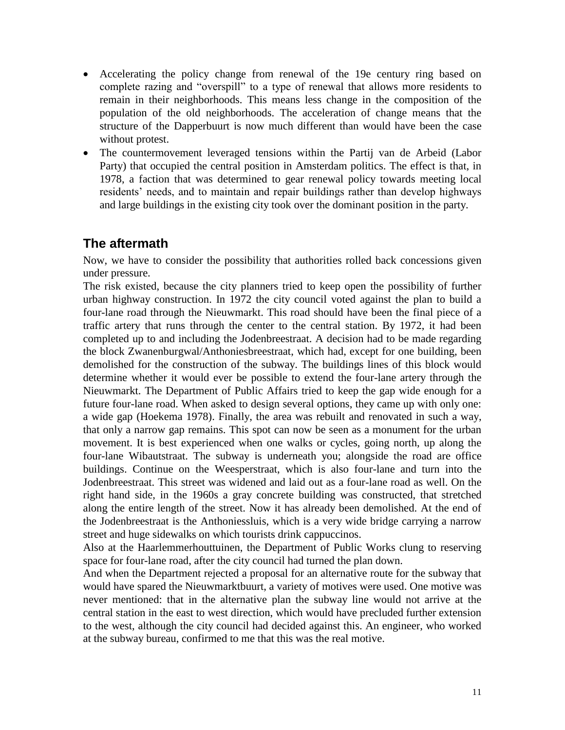- Accelerating the policy change from renewal of the 19e century ring based on complete razing and "overspill" to a type of renewal that allows more residents to remain in their neighborhoods. This means less change in the composition of the population of the old neighborhoods. The acceleration of change means that the structure of the Dapperbuurt is now much different than would have been the case without protest.
- The countermovement leveraged tensions within the Partij van de Arbeid (Labor Party) that occupied the central position in Amsterdam politics. The effect is that, in 1978, a faction that was determined to gear renewal policy towards meeting local residents' needs, and to maintain and repair buildings rather than develop highways and large buildings in the existing city took over the dominant position in the party.

## The aftermath

Now, we have to consider the possibility that authorities rolled back concessions given under pressure.

The risk existed, because the city planners tried to keep open the possibility of further urban highway construction. In 1972 the city council voted against the plan to build a four-lane road through the Nieuwmarkt. This road should have been the final piece of a traffic artery that runs through the center to the central station. By 1972, it had been completed up to and including the Jodenbreestraat. A decision had to be made regarding the block Zwanenburgwal/Anthoniesbreestraat, which had, except for one building, been demolished for the construction of the subway. The buildings lines of this block would determine whether it would ever be possible to extend the four-lane artery through the Nieuwmarkt. The Department of Public Affairs tried to keep the gap wide enough for a future four-lane road. When asked to design several options, they came up with only one: a wide gap (Hoekema 1978). Finally, the area was rebuilt and renovated in such a way, that only a narrow gap remains. This spot can now be seen as a monument for the urban movement. It is best experienced when one walks or cycles, going north, up along the four-lane Wibautstraat. The subway is underneath you; alongside the road are office buildings. Continue on the Weesperstraat, which is also four-lane and turn into the Jodenbreestraat. This street was widened and laid out as a four-lane road as well. On the right hand side, in the 1960s a gray concrete building was constructed, that stretched along the entire length of the street. Now it has already been demolished. At the end of the Jodenbreestraat is the Anthoniessluis, which is a very wide bridge carrying a narrow street and huge sidewalks on which tourists drink cappuccinos.

Also at the Haarlemmerhouttuinen, the Department of Public Works clung to reserving space for four-lane road, after the city council had turned the plan down.

And when the Department rejected a proposal for an alternative route for the subway that would have spared the Nieuwmarktbuurt, a variety of motives were used. One motive was never mentioned: that in the alternative plan the subway line would not arrive at the central station in the east to west direction, which would have precluded further extension to the west, although the city council had decided against this. An engineer, who worked at the subway bureau, confirmed to me that this was the real motive.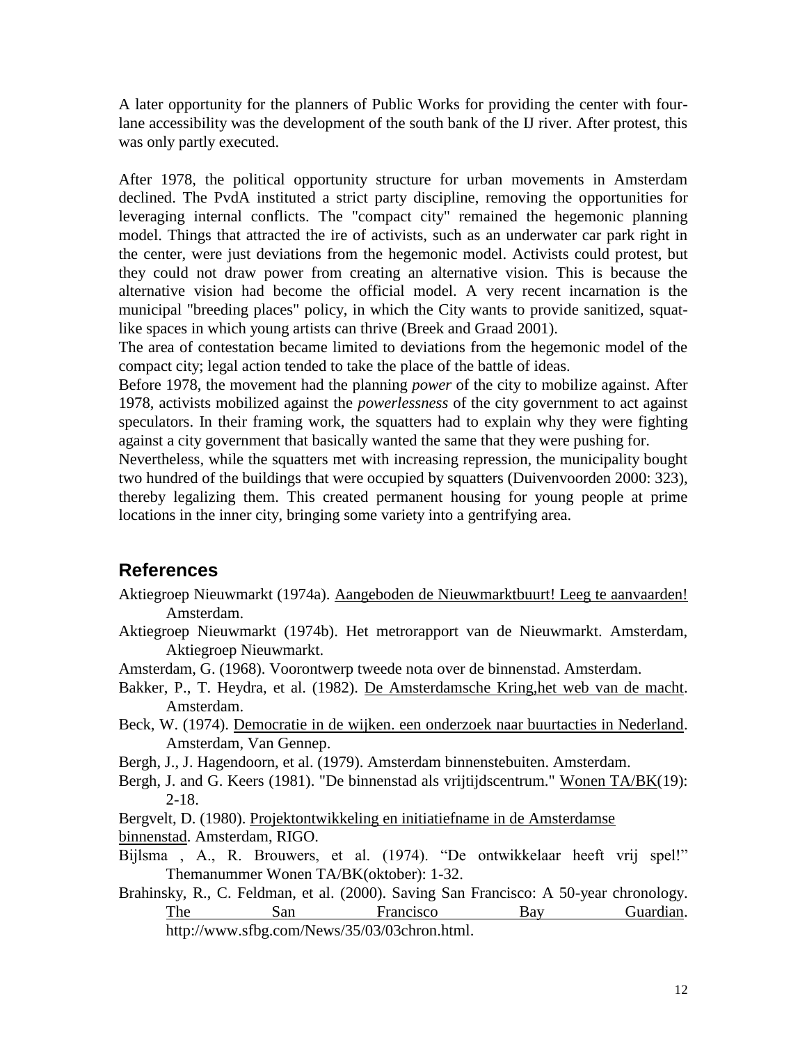A later opportunity for the planners of Public Works for providing the center with four-lane accessibility was the development of the south bank of the IJ river. After protest, this was only partly executed.

After 1978, the political opportunity structure for urban movements in Amsterdam declined. The PvdA instituted a strict party discipline, removing the opportunities for leveraging internal conflicts. The "compact city" remained the hegemonic planning model. Things that attracted the ire of activists, such as an underwater car park right in the center, were just deviations from the hegemonic model. Activists could protest, but they could not draw power from creating an alternative vision. This is because the alternative vision had become the official model. A very recent incarnation is the municipal "breeding places" policy, in which the City wants to provide sanitized, squat-like spaces in which young artists can thrive (Breek and Graad 2001).

The area of contestation became limited to deviations from the hegemonic model of the compact city; legal action tended to take the place of the battle of ideas.

Before 1978, the movement had the planning *power* of the city to mobilize against. After 1978, activists mobilized against the *powerlessness* of the city government to act against speculators. In their framing work, the squatters had to explain why they were fighting against a city government that basically wanted the same that they were pushing for.

Nevertheless, while the squatters met with increasing repression, the municipality bought two hundred of the buildings that were occupied by squatters (Duivenvoorden 2000: 323), thereby legalizing them. This created permanent housing for young people at prime locations in the inner city, bringing some variety into a gentrifying area.

## References

Aktiegroep Nieuwmarkt (1974a). Aangeboden de Nieuwmarktbuurt! Leeg te aanvaarden! Amsterdam.

Aktiegroep Nieuwmarkt (1974b). Het metrorapport van de Nieuwmarkt. Amsterdam, Aktiegroep Nieuwmarkt.

Amsterdam, G. (1968). Voorontwerp tweede nota over de binnenstad. Amsterdam.

Bakker, P., T. Heydra, et al. (1982). De Amsterdamsche Kring,het web van de macht. Amsterdam.

Beck, W. (1974). Democratie in de wijken. een onderzoek naar buurtacties in Nederland. Amsterdam, Van Gennep.

Bergh, J., J. Hagendoorn, et al. (1979). Amsterdam binnenstebuiten. Amsterdam.

Bergh, J. and G. Keers (1981). "De binnenstad als vrijtijdscentrum." Wonen TA/BK(19): 2-18.

Bergvelt, D. (1980). Projektontwikkeling en initiatiefname in de Amsterdamse binnenstad. Amsterdam, RIGO.

Bijlsma , A., R. Brouwers, et al. (1974). "De ontwikkelaar heeft vrij spel!" Themanummer Wonen TA/BK(oktober): 1-32.

Brahinsky, R., C. Feldman, et al. (2000). Saving San Francisco: A 50-year chronology. The San Francisco Bay Guardian. http://www.sfbg.com/News/35/03/03chron.html.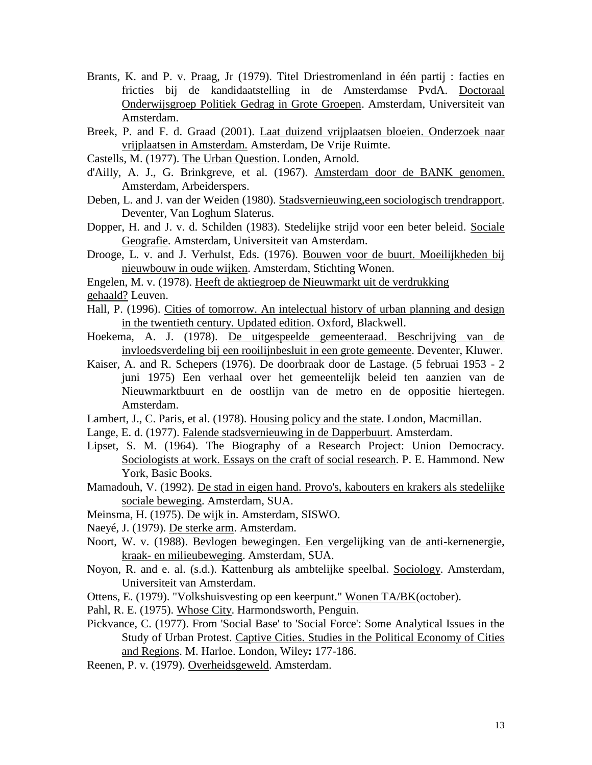Brants, K. and P. v. Praag, Jr (1979). Titel Driestromenland in één partij : facties en fricties bij de kandidaatstelling in de Amsterdamse PvdA. Doctoraal Onderwijsgroep Politiek Gedrag in Grote Groepen. Amsterdam, Universiteit van Amsterdam.

Breek, P. and F. d. Graad (2001). Laat duizend vrijplaatsen bloeien. Onderzoek naar vrijplaatsen in Amsterdam. Amsterdam, De Vrije Ruimte.

Castells, M. (1977). The Urban Question. Londen, Arnold.

d'Ailly, A. J., G. Brinkgreve, et al. (1967). Amsterdam door de BANK genomen. Amsterdam, Arbeiderspers.

Deben, L. and J. van der Weiden (1980). Stadsvernieuwing,een sociologisch trendrapport. Deventer, Van Loghum Slaterus.

Dopper, H. and J. v. d. Schilden (1983). Stedelijke strijd voor een beter beleid. Sociale Geografie. Amsterdam, Universiteit van Amsterdam.

Drooge, L. v. and J. Verhulst, Eds. (1976). Bouwen voor de buurt. Moeilijkheden bij nieuwbouw in oude wijken. Amsterdam, Stichting Wonen.

Engelen, M. v. (1978). Heeft de aktiegroep de Nieuwmarkt uit de verdrukking gehaald? Leuven.

Hall, P. (1996). Cities of tomorrow. An intelectual history of urban planning and design in the twentieth century. Updated edition. Oxford, Blackwell.

Hoekema, A. J. (1978). De uitgespeelde gemeenteraad. Beschrijving van de invloedsverdeling bij een rooilijnbesluit in een grote gemeente. Deventer, Kluwer.

Kaiser, A. and R. Schepers (1976). De doorbraak door de Lastage. (5 februai 1953 - 2 juni 1975) Een verhaal over het gemeentelijk beleid ten aanzien van de Nieuwmarktbuurt en de oostlijn van de metro en de oppositie hiertegen. Amsterdam.

Lambert, J., C. Paris, et al. (1978). Housing policy and the state. London, Macmillan.

Lange, E. d. (1977). Falende stadsvernieuwing in de Dapperbuurt. Amsterdam.

Lipset, S. M. (1964). The Biography of a Research Project: Union Democracy. Sociologists at work. Essays on the craft of social research. P. E. Hammond. New York, Basic Books.

Mamadouh, V. (1992). De stad in eigen hand. Provo's, kabouters en krakers als stedelijke sociale beweging. Amsterdam, SUA.

Meinsma, H. (1975). De wijk in. Amsterdam, SISWO.

Naeyé, J. (1979). De sterke arm. Amsterdam.

Noort, W. v. (1988). Bevlogen bewegingen. Een vergelijking van de anti-kernenergie, kraak- en milieubeweging. Amsterdam, SUA.

Noyon, R. and e. al. (s.d.). Kattenburg als ambtelijke speelbal. Sociology. Amsterdam, Universiteit van Amsterdam.

Ottens, E. (1979). "Volkshuisvesting op een keerpunt." Wonen TA/BK(october).

Pahl, R. E. (1975). Whose City. Harmondsworth, Penguin.

Pickvance, C. (1977). From 'Social Base' to 'Social Force': Some Analytical Issues in the Study of Urban Protest. Captive Cities. Studies in the Political Economy of Cities and Regions. M. Harloe. London, Wiley: 177-186.

Reenen, P. v. (1979). Overheidsgeweld. Amsterdam.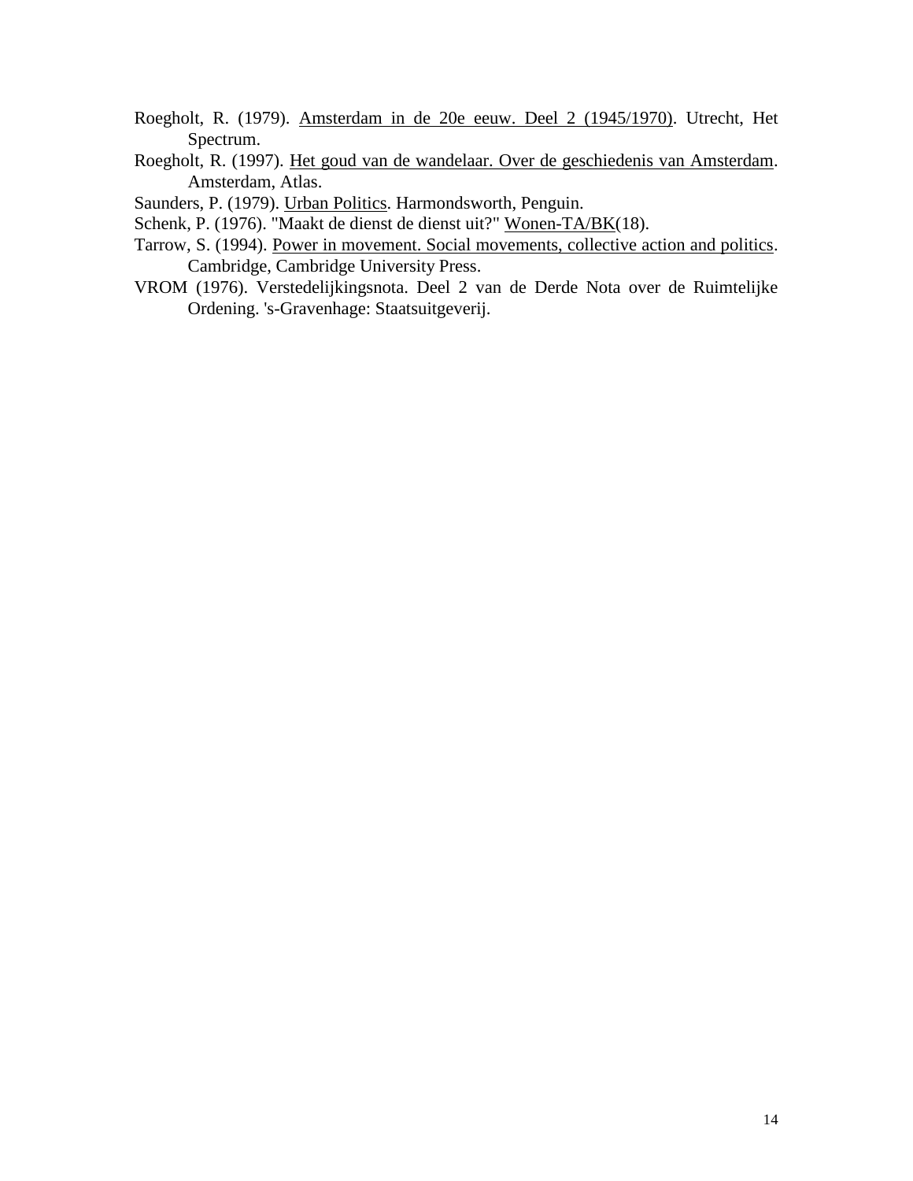Roegholt, R. (1979). Amsterdam in de 20e eeuw. Deel 2 (1945/1970). Utrecht, Het Spectrum.

Roegholt, R. (1997). Het goud van de wandelaar. Over de geschiedenis van Amsterdam. Amsterdam, Atlas.

Saunders, P. (1979). Urban Politics. Harmondsworth, Penguin.

Schenk, P. (1976). "Maakt de dienst de dienst uit?" Wonen-TA/BK(18).

Tarrow, S. (1994). Power in movement. Social movements, collective action and politics. Cambridge, Cambridge University Press.

VROM (1976). Verstedelijkingsnota. Deel 2 van de Derde Nota over de Ruimtelijke Ordening. 's-Gravenhage: Staatsuitgeverij.